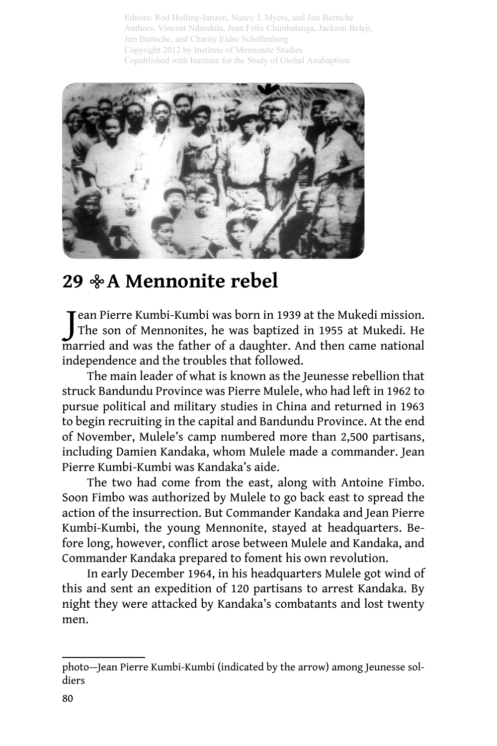Editors: Rod Holling-Janzen, Nancy J. Myers, and Jim Bertsche
Authors: Vincent Ndandula, Jean Felix Chimbalanga, Jackson Beleji, Jim Bertsche, and Charity Eidse Schellenberg
Copyright 2012 by Institute of Mennonite Studies
Copublished with Institute for the Study of Global Anabaptism

# 29 ❈ A Mennonite rebel

Jean Pierre Kumbi-Kumbi was born in 1939 at the Mukedi mission. The son of Mennonites, he was baptized in 1955 at Mukedi. He married and was the father of a daughter. And then came national independence and the troubles that followed.

The main leader of what is known as the Jeunesse rebellion that struck Bandundu Province was Pierre Mulele, who had left in 1962 to pursue political and military studies in China and returned in 1963 to begin recruiting in the capital and Bandundu Province. At the end of November, Mulele's camp numbered more than 2,500 partisans, including Damien Kandaka, whom Mulele made a commander. Jean Pierre Kumbi-Kumbi was Kandaka's aide.

The two had come from the east, along with Antoine Fimbo. Soon Fimbo was authorized by Mulele to go back east to spread the action of the insurrection. But Commander Kandaka and Jean Pierre Kumbi-Kumbi, the young Mennonite, stayed at headquarters. Before long, however, conflict arose between Mulele and Kandaka, and Commander Kandaka prepared to foment his own revolution.

In early December 1964, in his headquarters Mulele got wind of this and sent an expedition of 120 partisans to arrest Kandaka. By night they were attacked by Kandaka's combatants and lost twenty men.

---

photo—Jean Pierre Kumbi-Kumbi (indicated by the arrow) among Jeunesse soldiers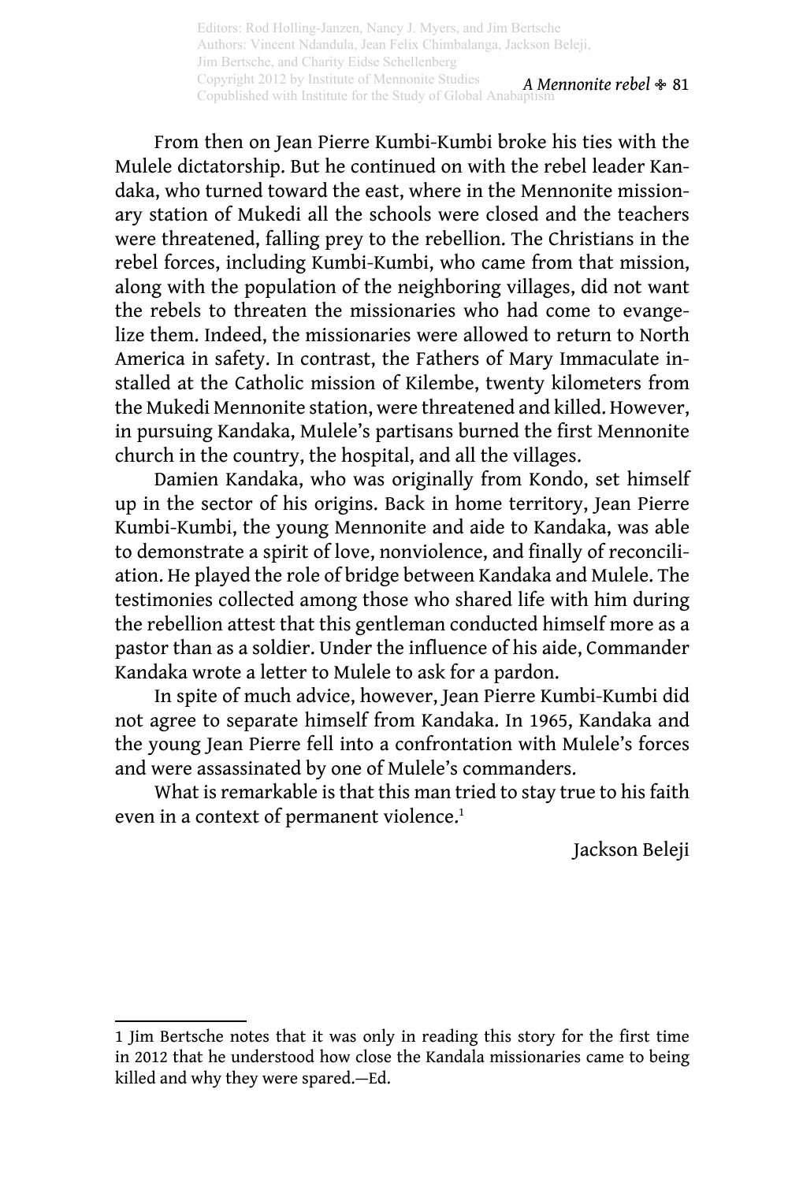From then on Jean Pierre Kumbi-Kumbi broke his ties with the Mulele dictatorship. But he continued on with the rebel leader Kandaka, who turned toward the east, where in the Mennonite missionary station of Mukedi all the schools were closed and the teachers were threatened, falling prey to the rebellion. The Christians in the rebel forces, including Kumbi-Kumbi, who came from that mission, along with the population of the neighboring villages, did not want the rebels to threaten the missionaries who had come to evangelize them. Indeed, the missionaries were allowed to return to North America in safety. In contrast, the Fathers of Mary Immaculate installed at the Catholic mission of Kilembe, twenty kilometers from the Mukedi Mennonite station, were threatened and killed. However, in pursuing Kandaka, Mulele's partisans burned the first Mennonite church in the country, the hospital, and all the villages.

Damien Kandaka, who was originally from Kondo, set himself up in the sector of his origins. Back in home territory, Jean Pierre Kumbi-Kumbi, the young Mennonite and aide to Kandaka, was able to demonstrate a spirit of love, nonviolence, and finally of reconciliation. He played the role of bridge between Kandaka and Mulele. The testimonies collected among those who shared life with him during the rebellion attest that this gentleman conducted himself more as a pastor than as a soldier. Under the influence of his aide, Commander Kandaka wrote a letter to Mulele to ask for a pardon.

In spite of much advice, however, Jean Pierre Kumbi-Kumbi did not agree to separate himself from Kandaka. In 1965, Kandaka and the young Jean Pierre fell into a confrontation with Mulele's forces and were assassinated by one of Mulele's commanders.

What is remarkable is that this man tried to stay true to his faith even in a context of permanent violence.[1]

Jackson Beleji

---

1 Jim Bertsche notes that it was only in reading this story for the first time in 2012 that he understood how close the Kandala missionaries came to being killed and why they were spared.—Ed.